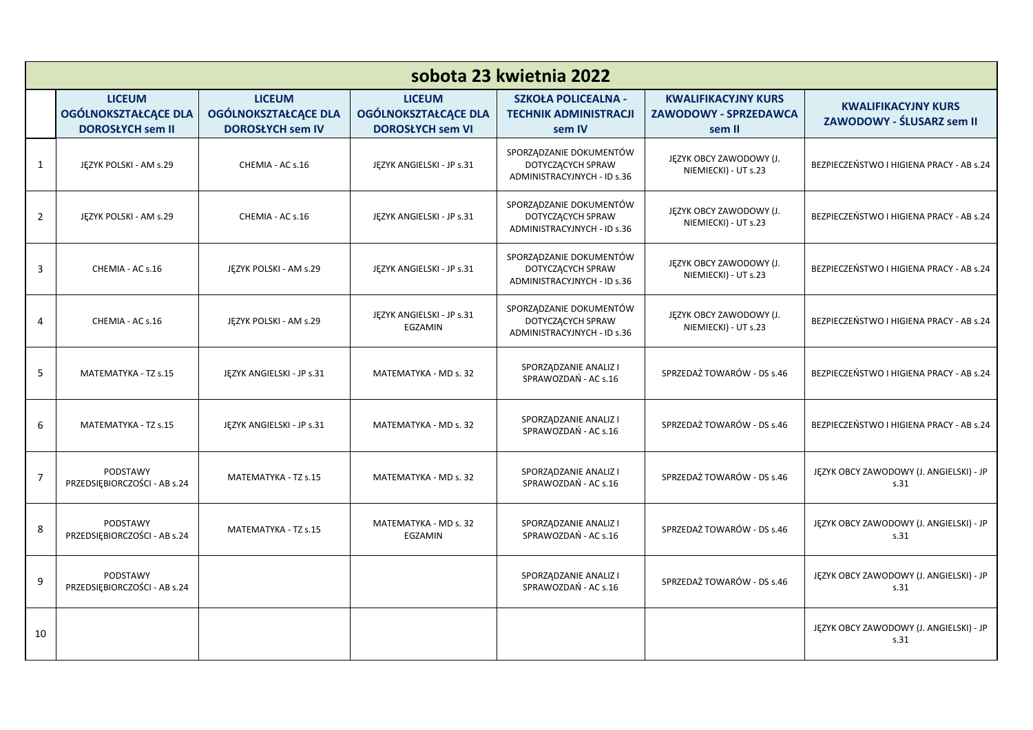## sobota 23 kwietnia 2022

| | LICEUM OGÓLNOKSZTAŁCĄCE DLA DOROSŁYCH sem II | LICEUM OGÓLNOKSZTAŁCĄCE DLA DOROSŁYCH sem IV | LICEUM OGÓLNOKSZTAŁCĄCE DLA DOROSŁYCH sem VI | SZKOŁA POLICEALNA - TECHNIK ADMINISTRACJI sem IV | KWALIFIKACYJNY KURS ZAWODOWY - SPRZEDAWCA sem II | KWALIFIKACYJNY KURS ZAWODOWY - ŚLUSARZ sem II |
|---|---|---|---|---|---|---|
| 1 | JĘZYK POLSKI - AM s.29 | CHEMIA - AC s.16 | JĘZYK ANGIELSKI - JP s.31 | SPORZĄDZANIE DOKUMENTÓW DOTYCZĄCYCH SPRAW ADMINISTRACYJNYCH - ID s.36 | JĘZYK OBCY ZAWODOWY (J. NIEMIECKI) - UT s.23 | BEZPIECZEŃSTWO I HIGIENA PRACY - AB s.24 |
| 2 | JĘZYK POLSKI - AM s.29 | CHEMIA - AC s.16 | JĘZYK ANGIELSKI - JP s.31 | SPORZĄDZANIE DOKUMENTÓW DOTYCZĄCYCH SPRAW ADMINISTRACYJNYCH - ID s.36 | JĘZYK OBCY ZAWODOWY (J. NIEMIECKI) - UT s.23 | BEZPIECZEŃSTWO I HIGIENA PRACY - AB s.24 |
| 3 | CHEMIA - AC s.16 | JĘZYK POLSKI - AM s.29 | JĘZYK ANGIELSKI - JP s.31 | SPORZĄDZANIE DOKUMENTÓW DOTYCZĄCYCH SPRAW ADMINISTRACYJNYCH - ID s.36 | JĘZYK OBCY ZAWODOWY (J. NIEMIECKI) - UT s.23 | BEZPIECZEŃSTWO I HIGIENA PRACY - AB s.24 |
| 4 | CHEMIA - AC s.16 | JĘZYK POLSKI - AM s.29 | JĘZYK ANGIELSKI - JP s.31 EGZAMIN | SPORZĄDZANIE DOKUMENTÓW DOTYCZĄCYCH SPRAW ADMINISTRACYJNYCH - ID s.36 | JĘZYK OBCY ZAWODOWY (J. NIEMIECKI) - UT s.23 | BEZPIECZEŃSTWO I HIGIENA PRACY - AB s.24 |
| 5 | MATEMATYKA - TZ s.15 | JĘZYK ANGIELSKI - JP s.31 | MATEMATYKA - MD s. 32 | SPORZĄDZANIE ANALIZ I SPRAWOZDAŃ - AC s.16 | SPRZEDAŻ TOWARÓW - DS s.46 | BEZPIECZEŃSTWO I HIGIENA PRACY - AB s.24 |
| 6 | MATEMATYKA - TZ s.15 | JĘZYK ANGIELSKI - JP s.31 | MATEMATYKA - MD s. 32 | SPORZĄDZANIE ANALIZ I SPRAWOZDAŃ - AC s.16 | SPRZEDAŻ TOWARÓW - DS s.46 | BEZPIECZEŃSTWO I HIGIENA PRACY - AB s.24 |
| 7 | PODSTAWY PRZEDSIĘBIORCZOŚCI - AB s.24 | MATEMATYKA - TZ s.15 | MATEMATYKA - MD s. 32 | SPORZĄDZANIE ANALIZ I SPRAWOZDAŃ - AC s.16 | SPRZEDAŻ TOWARÓW - DS s.46 | JĘZYK OBCY ZAWODOWY (J. ANGIELSKI) - JP s.31 |
| 8 | PODSTAWY PRZEDSIĘBIORCZOŚCI - AB s.24 | MATEMATYKA - TZ s.15 | MATEMATYKA - MD s. 32 EGZAMIN | SPORZĄDZANIE ANALIZ I SPRAWOZDAŃ - AC s.16 | SPRZEDAŻ TOWARÓW - DS s.46 | JĘZYK OBCY ZAWODOWY (J. ANGIELSKI) - JP s.31 |
| 9 | PODSTAWY PRZEDSIĘBIORCZOŚCI - AB s.24 | | | SPORZĄDZANIE ANALIZ I SPRAWOZDAŃ - AC s.16 | SPRZEDAŻ TOWARÓW - DS s.46 | JĘZYK OBCY ZAWODOWY (J. ANGIELSKI) - JP s.31 |
| 10 | | | | | | JĘZYK OBCY ZAWODOWY (J. ANGIELSKI) - JP s.31 |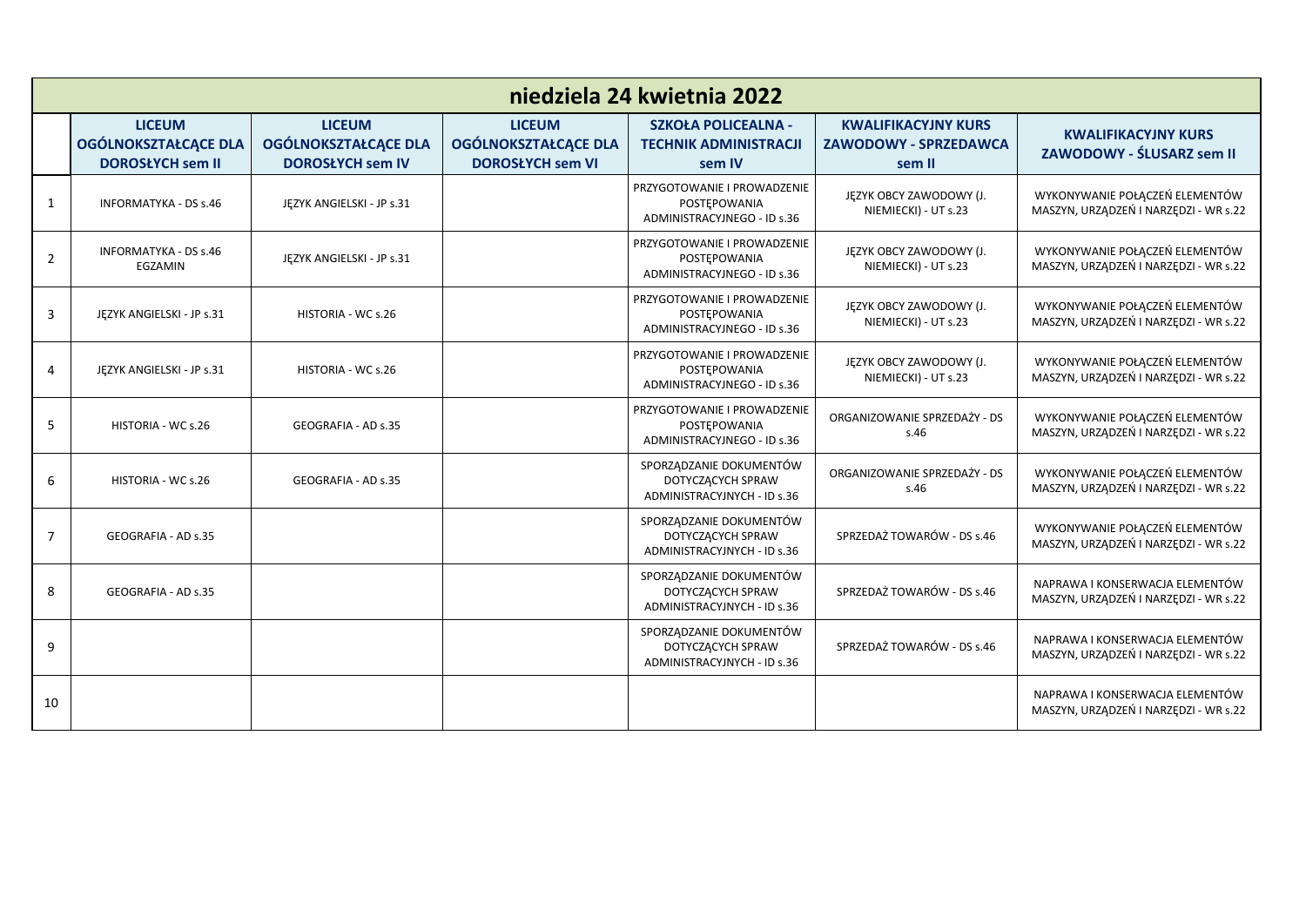| niedziela 24 kwietnia 2022 | | | | | | |
|---|---|---|---|---|---|---|
| | **LICEUM OGÓLNOKSZTAŁCĄCE DLA DOROSŁYCH sem II** | **LICEUM OGÓLNOKSZTAŁCĄCE DLA DOROSŁYCH sem IV** | **LICEUM OGÓLNOKSZTAŁCĄCE DLA DOROSŁYCH sem VI** | **SZKOŁA POLICEALNA - TECHNIK ADMINISTRACJI sem IV** | **KWALIFIKACYJNY KURS ZAWODOWY - SPRZEDAWCA sem II** | **KWALIFIKACYJNY KURS ZAWODOWY - ŚLUSARZ sem II** |
| 1 | INFORMATYKA - DS s.46 | JĘZYK ANGIELSKI - JP s.31 | | PRZYGOTOWANIE I PROWADZENIE POSTĘPOWANIA ADMINISTRACYJNEGO - ID s.36 | JĘZYK OBCY ZAWODOWY (J. NIEMIECKI) - UT s.23 | WYKONYWANIE POŁĄCZEŃ ELEMENTÓW MASZYN, URZĄDZEŃ I NARZĘDZI - WR s.22 |
| 2 | INFORMATYKA - DS s.46 EGZAMIN | JĘZYK ANGIELSKI - JP s.31 | | PRZYGOTOWANIE I PROWADZENIE POSTĘPOWANIA ADMINISTRACYJNEGO - ID s.36 | JĘZYK OBCY ZAWODOWY (J. NIEMIECKI) - UT s.23 | WYKONYWANIE POŁĄCZEŃ ELEMENTÓW MASZYN, URZĄDZEŃ I NARZĘDZI - WR s.22 |
| 3 | JĘZYK ANGIELSKI - JP s.31 | HISTORIA - WC s.26 | | PRZYGOTOWANIE I PROWADZENIE POSTĘPOWANIA ADMINISTRACYJNEGO - ID s.36 | JĘZYK OBCY ZAWODOWY (J. NIEMIECKI) - UT s.23 | WYKONYWANIE POŁĄCZEŃ ELEMENTÓW MASZYN, URZĄDZEŃ I NARZĘDZI - WR s.22 |
| 4 | JĘZYK ANGIELSKI - JP s.31 | HISTORIA - WC s.26 | | PRZYGOTOWANIE I PROWADZENIE POSTĘPOWANIA ADMINISTRACYJNEGO - ID s.36 | JĘZYK OBCY ZAWODOWY (J. NIEMIECKI) - UT s.23 | WYKONYWANIE POŁĄCZEŃ ELEMENTÓW MASZYN, URZĄDZEŃ I NARZĘDZI - WR s.22 |
| 5 | HISTORIA - WC s.26 | GEOGRAFIA - AD s.35 | | PRZYGOTOWANIE I PROWADZENIE POSTĘPOWANIA ADMINISTRACYJNEGO - ID s.36 | ORGANIZOWANIE SPRZEDAŻY - DS s.46 | WYKONYWANIE POŁĄCZEŃ ELEMENTÓW MASZYN, URZĄDZEŃ I NARZĘDZI - WR s.22 |
| 6 | HISTORIA - WC s.26 | GEOGRAFIA - AD s.35 | | SPORZĄDZANIE DOKUMENTÓW DOTYCZĄCYCH SPRAW ADMINISTRACYJNYCH - ID s.36 | ORGANIZOWANIE SPRZEDAŻY - DS s.46 | WYKONYWANIE POŁĄCZEŃ ELEMENTÓW MASZYN, URZĄDZEŃ I NARZĘDZI - WR s.22 |
| 7 | GEOGRAFIA - AD s.35 | | | SPORZĄDZANIE DOKUMENTÓW DOTYCZĄCYCH SPRAW ADMINISTRACYJNYCH - ID s.36 | SPRZEDAŻ TOWARÓW - DS s.46 | WYKONYWANIE POŁĄCZEŃ ELEMENTÓW MASZYN, URZĄDZEŃ I NARZĘDZI - WR s.22 |
| 8 | GEOGRAFIA - AD s.35 | | | SPORZĄDZANIE DOKUMENTÓW DOTYCZĄCYCH SPRAW ADMINISTRACYJNYCH - ID s.36 | SPRZEDAŻ TOWARÓW - DS s.46 | NAPRAWA I KONSERWACJA ELEMENTÓW MASZYN, URZĄDZEŃ I NARZĘDZI - WR s.22 |
| 9 | | | | SPORZĄDZANIE DOKUMENTÓW DOTYCZĄCYCH SPRAW ADMINISTRACYJNYCH - ID s.36 | SPRZEDAŻ TOWARÓW - DS s.46 | NAPRAWA I KONSERWACJA ELEMENTÓW MASZYN, URZĄDZEŃ I NARZĘDZI - WR s.22 |
| 10 | | | | | | NAPRAWA I KONSERWACJA ELEMENTÓW MASZYN, URZĄDZEŃ I NARZĘDZI - WR s.22 |